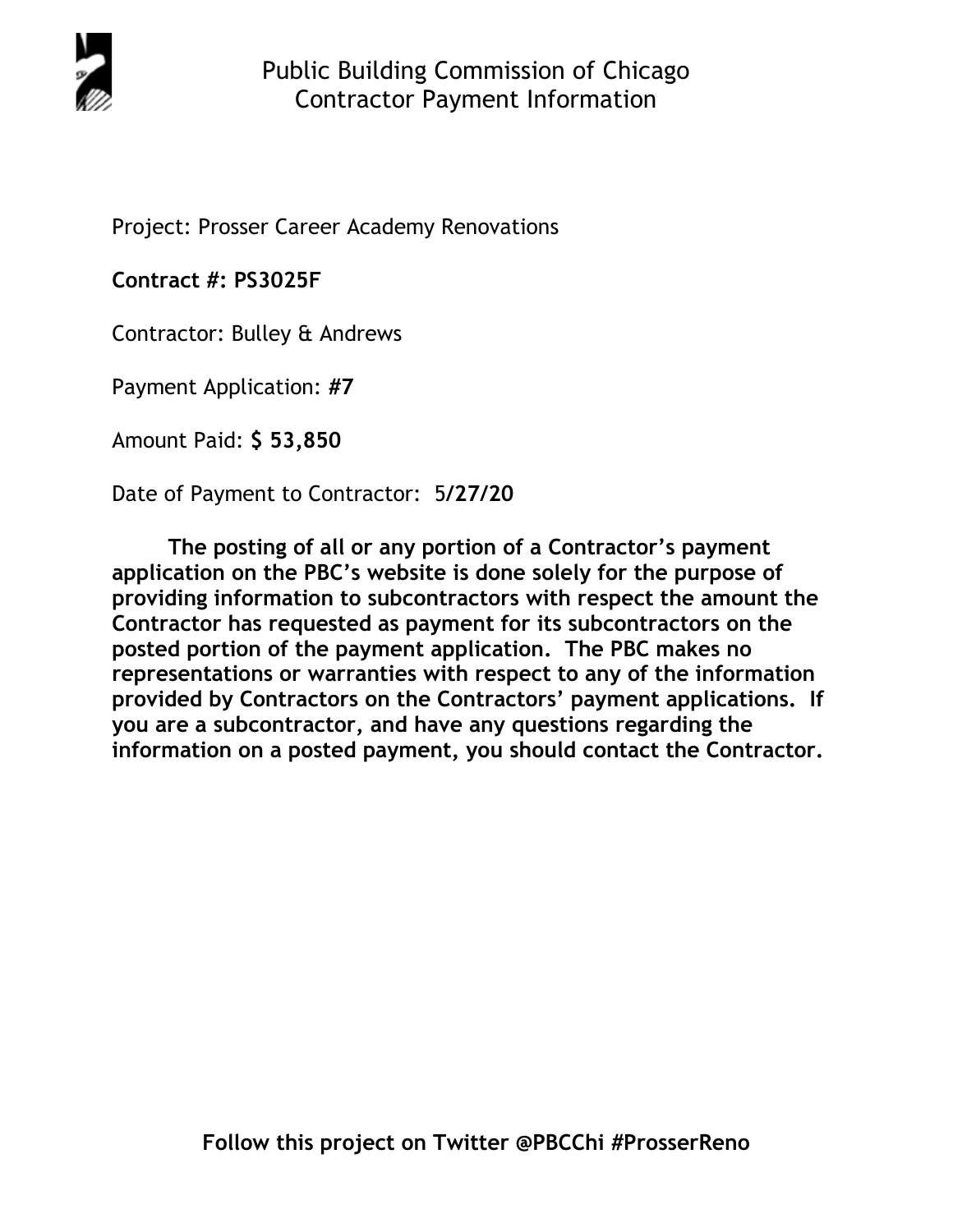# Public Building Commission of Chicago
## Contractor Payment Information

Project: Prosser Career Academy Renovations

**Contract #: PS3025F**

Contractor: Bulley & Andrews

Payment Application: **#7**

Amount Paid: **$ 53,850**

Date of Payment to Contractor: 5**/27/20**

**The posting of all or any portion of a Contractor's payment application on the PBC's website is done solely for the purpose of providing information to subcontractors with respect the amount the Contractor has requested as payment for its subcontractors on the posted portion of the payment application. The PBC makes no representations or warranties with respect to any of the information provided by Contractors on the Contractors' payment applications. If you are a subcontractor, and have any questions regarding the information on a posted payment, you should contact the Contractor.**

**Follow this project on Twitter @PBCChi #ProsserReno**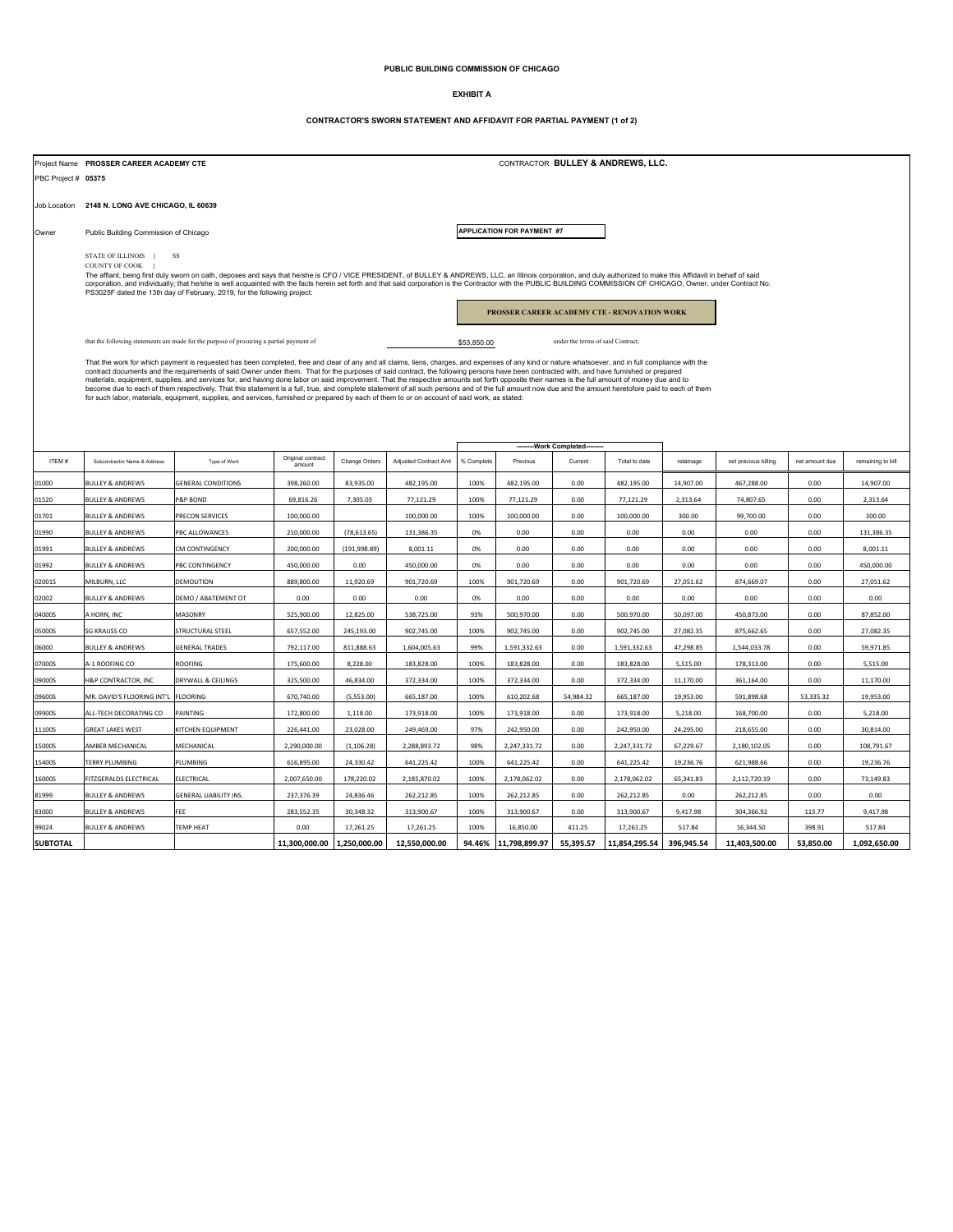**PUBLIC BUILDING COMMISSION OF CHICAGO**

**EXHIBIT A**

**CONTRACTOR'S SWORN STATEMENT AND AFFIDAVIT FOR PARTIAL PAYMENT (1 of 2)**

Project Name **PROSSER CAREER ACADEMY CTE** CONTRACTOR **BULLEY & ANDREWS, LLC.**

PBC Project # **05375**

Job Location **2148 N. LONG AVE CHICAGO, IL 60639**

Owner Public Building Commission of Chicago

**APPLICATION FOR PAYMENT #7**

STATE OF ILLINOIS } SS
COUNTY OF COOK }

The affiant, being first duly sworn on oath, deposes and says that he/she is CFO / VICE PRESIDENT, of BULLEY & ANDREWS, LLC, an Illinois corporation, and duly authorized to make this Affidavit in behalf of said corporation, and individually; that he/she is well acquainted with the facts herein set forth and that said corporation is the Contractor with the PUBLIC BUILDING COMMISSION OF CHICAGO, Owner, under Contract No. PS3025F dated the 13th day of February, 2019, for the following project:

**PROSSER CAREER ACADEMY CTE - RENOVATION WORK**

that the following statements are made for the purpose of procuring a partial payment of $53,850.00 under the terms of said Contract;

That the work for which payment is requested has been completed, free and clear of any and all claims, liens, charges, and expenses of any kind or nature whatsoever, and in full compliance with the contract documents and the requirements of said Owner under them. That for the purposes of said contract, the following persons have been contracted with, and have furnished or prepared materials, equipment, supplies, and services for, and having done labor on said improvement. That the respective amounts set forth opposite their names is the full amount of money due and to become due to each of them respectively. That this statement is a full, true, and complete statement of all such persons and of the full amount now due and the amount heretofore paid to each of them for such labor, materials, equipment, supplies, and services, furnished or prepared by each of them to or on account of said work, as stated:

| ITEM # | Subcontractor Name & Address | Type of Work | Original contract amount | Change Orders | Adjusted Contract Amt | --------Work Completed-------- | | | | retainage | net previous billing | net amount due | remaining to bill |
|---|---|---|---|---|---|---|---|---|---|---|---|---|---|
| | | | | | | % Complete | Previous | Current | Total to date | | | | |
| 01000 | BULLEY & ANDREWS | GENERAL CONDITIONS | 398,260.00 | 83,935.00 | 482,195.00 | 100% | 482,195.00 | 0.00 | 482,195.00 | 14,907.00 | 467,288.00 | 0.00 | 14,907.00 |
| 01520 | BULLEY & ANDREWS | P&P BOND | 69,816.26 | 7,305.03 | 77,121.29 | 100% | 77,121.29 | 0.00 | 77,121.29 | 2,313.64 | 74,807.65 | 0.00 | 2,313.64 |
| 01701 | BULLEY & ANDREWS | PRECON SERVICES | 100,000.00 | | 100,000.00 | 100% | 100,000.00 | 0.00 | 100,000.00 | 300.00 | 99,700.00 | 0.00 | 300.00 |
| 01990 | BULLEY & ANDREWS | PBC ALLOWANCES | 210,000.00 | (78,613.65) | 131,386.35 | 0% | 0.00 | 0.00 | 0.00 | 0.00 | 0.00 | 0.00 | 131,386.35 |
| 01991 | BULLEY & ANDREWS | CM CONTINGENCY | 200,000.00 | (191,998.89) | 8,001.11 | 0% | 0.00 | 0.00 | 0.00 | 0.00 | 0.00 | 0.00 | 8,001.11 |
| 01992 | BULLEY & ANDREWS | PBC CONTINGENCY | 450,000.00 | 0.00 | 450,000.00 | 0% | 0.00 | 0.00 | 0.00 | 0.00 | 0.00 | 0.00 | 450,000.00 |
| 02001S | MILBURN, LLC | DEMOLITION | 889,800.00 | 11,920.69 | 901,720.69 | 100% | 901,720.69 | 0.00 | 901,720.69 | 27,051.62 | 874,669.07 | 0.00 | 27,051.62 |
| 02002 | BULLEY & ANDREWS | DEMO / ABATEMENT OT | 0.00 | 0.00 | 0.00 | 0% | 0.00 | 0.00 | 0.00 | 0.00 | 0.00 | 0.00 | 0.00 |
| 04000S | A HORN, INC | MASONRY | 525,900.00 | 12,825.00 | 538,725.00 | 93% | 500,970.00 | 0.00 | 500,970.00 | 50,097.00 | 450,873.00 | 0.00 | 87,852.00 |
| 05000S | SG KRAUSS CO | STRUCTURAL STEEL | 657,552.00 | 245,193.00 | 902,745.00 | 100% | 902,745.00 | 0.00 | 902,745.00 | 27,082.35 | 875,662.65 | 0.00 | 27,082.35 |
| 06000 | BULLEY & ANDREWS | GENERAL TRADES | 792,117.00 | 811,888.63 | 1,604,005.63 | 99% | 1,591,332.63 | 0.00 | 1,591,332.63 | 47,298.85 | 1,544,033.78 | 0.00 | 59,971.85 |
| 07000S | A-1 ROOFING CO | ROOFING | 175,600.00 | 8,228.00 | 183,828.00 | 100% | 183,828.00 | 0.00 | 183,828.00 | 5,515.00 | 178,313.00 | 0.00 | 5,515.00 |
| 09000S | H&P CONTRACTOR, INC | DRYWALL & CEILINGS | 325,500.00 | 46,834.00 | 372,334.00 | 100% | 372,334.00 | 0.00 | 372,334.00 | 11,170.00 | 361,164.00 | 0.00 | 11,170.00 |
| 09600S | MR. DAVID'S FLOORING INT'L | FLOORING | 670,740.00 | (5,553.00) | 665,187.00 | 100% | 610,202.68 | 54,984.32 | 665,187.00 | 19,953.00 | 591,898.68 | 53,335.32 | 19,953.00 |
| 09900S | ALL-TECH DECORATING CO | PAINTING | 172,800.00 | 1,118.00 | 173,918.00 | 100% | 173,918.00 | 0.00 | 173,918.00 | 5,218.00 | 168,700.00 | 0.00 | 5,218.00 |
| 11100S | GREAT LAKES WEST | KITCHEN EQUIPMENT | 226,441.00 | 23,028.00 | 249,469.00 | 97% | 242,950.00 | 0.00 | 242,950.00 | 24,295.00 | 218,655.00 | 0.00 | 30,814.00 |
| 15000S | AMBER MECHANICAL | MECHANICAL | 2,290,000.00 | (1,106.28) | 2,288,893.72 | 98% | 2,247,331.72 | 0.00 | 2,247,331.72 | 67,229.67 | 2,180,102.05 | 0.00 | 108,791.67 |
| 15400S | TERRY PLUMBING | PLUMBING | 616,895.00 | 24,330.42 | 641,225.42 | 100% | 641,225.42 | 0.00 | 641,225.42 | 19,236.76 | 621,988.66 | 0.00 | 19,236.76 |
| 16000S | FITZGERALDS ELECTRICAL | ELECTRICAL | 2,007,650.00 | 178,220.02 | 2,185,870.02 | 100% | 2,178,062.02 | 0.00 | 2,178,062.02 | 65,341.83 | 2,112,720.19 | 0.00 | 73,149.83 |
| 81999 | BULLEY & ANDREWS | GENERAL LIABILITY INS. | 237,376.39 | 24,836.46 | 262,212.85 | 100% | 262,212.85 | 0.00 | 262,212.85 | 0.00 | 262,212.85 | 0.00 | 0.00 |
| 83000 | BULLEY & ANDREWS | FEE | 283,552.35 | 30,348.32 | 313,900.67 | 100% | 313,900.67 | 0.00 | 313,900.67 | 9,417.98 | 304,366.92 | 115.77 | 9,417.98 |
| 99024 | BULLEY & ANDREWS | TEMP HEAT | 0.00 | 17,261.25 | 17,261.25 | 100% | 16,850.00 | 411.25 | 17,261.25 | 517.84 | 16,344.50 | 398.91 | 517.84 |
| **SUBTOTAL** | | | **11,300,000.00** | **1,250,000.00** | **12,550,000.00** | **94.46%** | **11,798,899.97** | **55,395.57** | **11,854,295.54** | **396,945.54** | **11,403,500.00** | **53,850.00** | **1,092,650.00** |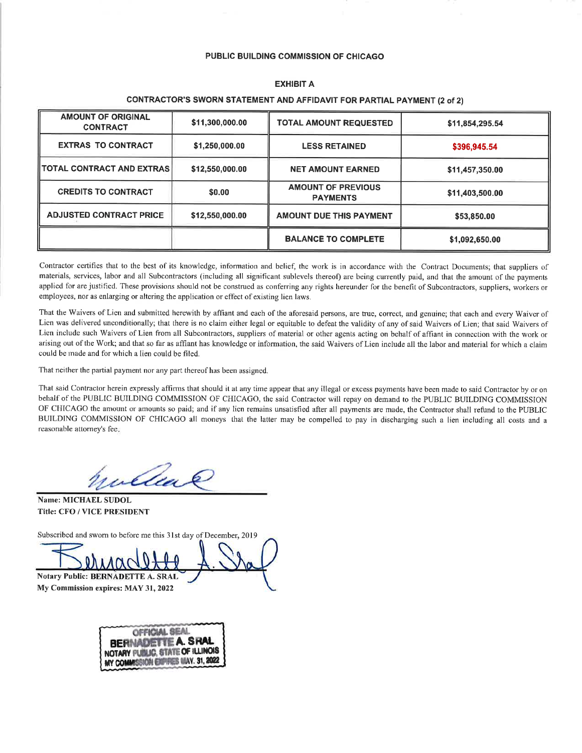**PUBLIC BUILDING COMMISSION OF CHICAGO**

**EXHIBIT A**

**CONTRACTOR'S SWORN STATEMENT AND AFFIDAVIT FOR PARTIAL PAYMENT (2 of 2)**

| | | | |
|---|---|---|---|
| **AMOUNT OF ORIGINAL CONTRACT** | $11,300,000.00 | **TOTAL AMOUNT REQUESTED** | $11,854,295.54 |
| **EXTRAS TO CONTRACT** | $1,250,000.00 | **LESS RETAINED** | $396,945.54 |
| **TOTAL CONTRACT AND EXTRAS** | $12,550,000.00 | **NET AMOUNT EARNED** | $11,457,350.00 |
| **CREDITS TO CONTRACT** | $0.00 | **AMOUNT OF PREVIOUS PAYMENTS** | $11,403,500.00 |
| **ADJUSTED CONTRACT PRICE** | $12,550,000.00 | **AMOUNT DUE THIS PAYMENT** | $53,850.00 |
| | | **BALANCE TO COMPLETE** | $1,092,650.00 |

Contractor certifies that to the best of its knowledge, information and belief, the work is in accordance with the Contract Documents; that suppliers of materials, services, labor and all Subcontractors (including all significant sublevels thereof) are being currently paid, and that the amount of the payments applied for are justified. These provisions should not be construed as conferring any rights hereunder for the benefit of Subcontractors, suppliers, workers or employees, nor as enlarging or altering the application or effect of existing lien laws.

That the Waivers of Lien and submitted herewith by affiant and each of the aforesaid persons, are true, correct, and genuine; that each and every Waiver of Lien was delivered unconditionally; that there is no claim either legal or equitable to defeat the validity of any of said Waivers of Lien; that said Waivers of Lien include such Waivers of Lien from all Subcontractors, suppliers of material or other agents acting on behalf of affiant in connection with the work or arising out of the Work; and that so far as affiant has knowledge or information, the said Waivers of Lien include all the labor and material for which a claim could be made and for which a lien could be filed.

That neither the partial payment nor any part thereof has been assigned.

That said Contractor herein expressly affirms that should it at any time appear that any illegal or excess payments have been made to said Contractor by or on behalf of the PUBLIC BUILDING COMMISSION OF CHICAGO, the said Contractor will repay on demand to the PUBLIC BUILDING COMMISSION OF CHICAGO the amount or amounts so paid; and if any lien remains unsatisfied after all payments are made, the Contractor shall refund to the PUBLIC BUILDING COMMISSION OF CHICAGO all moneys that the latter may be compelled to pay in discharging such a lien including all costs and a reasonable attorney's fee.

**Name: MICHAEL SUDOL**
**Title: CFO / VICE PRESIDENT**

Subscribed and sworn to before me this 31st day of December, 2019

**Notary Public: BERNADETTE A. SRAL**
**My Commission expires: MAY 31, 2022**

OFFICIAL SEAL
BERNADETTE A. SRAL
NOTARY PUBLIC, STATE OF ILLINOIS
MY COMMISSION EXPIRES MAY. 31, 2022